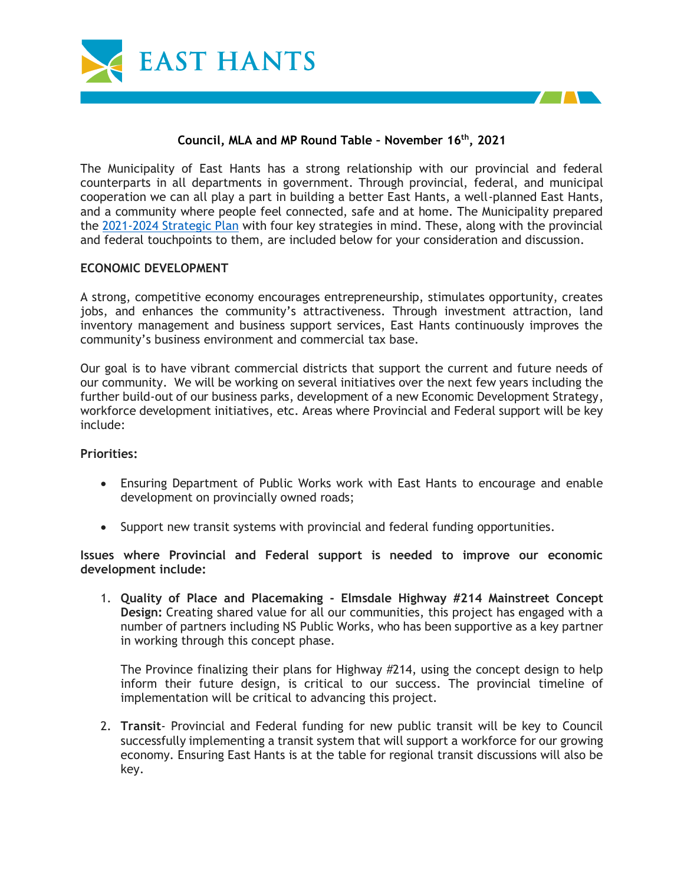# EAST HANTS

## Council, MLA and MP Round Table – November 16th, 2021

The Municipality of East Hants has a strong relationship with our provincial and federal counterparts in all departments in government. Through provincial, federal, and municipal cooperation we can all play a part in building a better East Hants, a well-planned East Hants, and a community where people feel connected, safe and at home. The Municipality prepared the 2021-2024 Strategic Plan with four key strategies in mind. These, along with the provincial and federal touchpoints to them, are included below for your consideration and discussion.

### ECONOMIC DEVELOPMENT

A strong, competitive economy encourages entrepreneurship, stimulates opportunity, creates jobs, and enhances the community's attractiveness. Through investment attraction, land inventory management and business support services, East Hants continuously improves the community's business environment and commercial tax base.

Our goal is to have vibrant commercial districts that support the current and future needs of our community. We will be working on several initiatives over the next few years including the further build-out of our business parks, development of a new Economic Development Strategy, workforce development initiatives, etc. Areas where Provincial and Federal support will be key include:

**Priorities:**

- Ensuring Department of Public Works work with East Hants to encourage and enable development on provincially owned roads;
- Support new transit systems with provincial and federal funding opportunities.

**Issues where Provincial and Federal support is needed to improve our economic development include:**

1. **Quality of Place and Placemaking - Elmsdale Highway #214 Mainstreet Concept Design:** Creating shared value for all our communities, this project has engaged with a number of partners including NS Public Works, who has been supportive as a key partner in working through this concept phase.

   The Province finalizing their plans for Highway #214, using the concept design to help inform their future design, is critical to our success. The provincial timeline of implementation will be critical to advancing this project.

2. **Transit**- Provincial and Federal funding for new public transit will be key to Council successfully implementing a transit system that will support a workforce for our growing economy. Ensuring East Hants is at the table for regional transit discussions will also be key.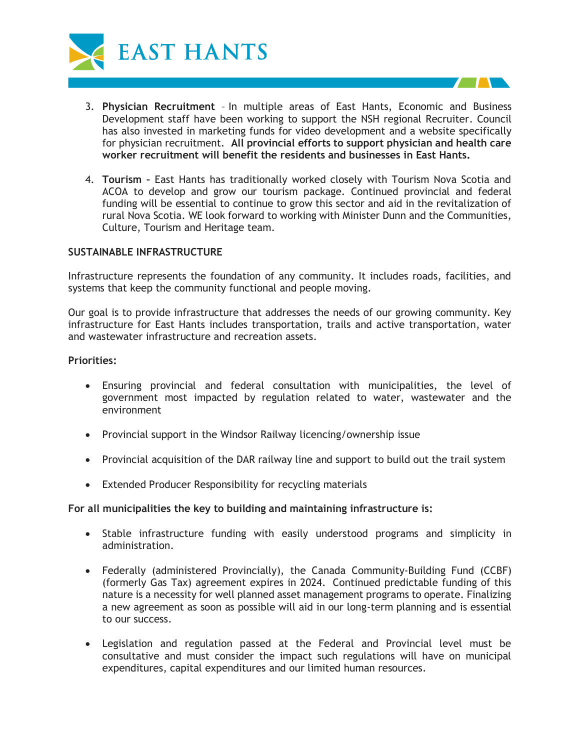3. **Physician Recruitment** – In multiple areas of East Hants, Economic and Business Development staff have been working to support the NSH regional Recruiter. Council has also invested in marketing funds for video development and a website specifically for physician recruitment. **All provincial efforts to support physician and health care worker recruitment will benefit the residents and businesses in East Hants.**

4. **Tourism** – East Hants has traditionally worked closely with Tourism Nova Scotia and ACOA to develop and grow our tourism package. Continued provincial and federal funding will be essential to continue to grow this sector and aid in the revitalization of rural Nova Scotia. WE look forward to working with Minister Dunn and the Communities, Culture, Tourism and Heritage team.

**SUSTAINABLE INFRASTRUCTURE**

Infrastructure represents the foundation of any community. It includes roads, facilities, and systems that keep the community functional and people moving.

Our goal is to provide infrastructure that addresses the needs of our growing community. Key infrastructure for East Hants includes transportation, trails and active transportation, water and wastewater infrastructure and recreation assets.

**Priorities:**

- Ensuring provincial and federal consultation with municipalities, the level of government most impacted by regulation related to water, wastewater and the environment

- Provincial support in the Windsor Railway licencing/ownership issue

- Provincial acquisition of the DAR railway line and support to build out the trail system

- Extended Producer Responsibility for recycling materials

**For all municipalities the key to building and maintaining infrastructure is:**

- Stable infrastructure funding with easily understood programs and simplicity in administration.

- Federally (administered Provincially), the Canada Community-Building Fund (CCBF) (formerly Gas Tax) agreement expires in 2024. Continued predictable funding of this nature is a necessity for well planned asset management programs to operate. Finalizing a new agreement as soon as possible will aid in our long-term planning and is essential to our success.

- Legislation and regulation passed at the Federal and Provincial level must be consultative and must consider the impact such regulations will have on municipal expenditures, capital expenditures and our limited human resources.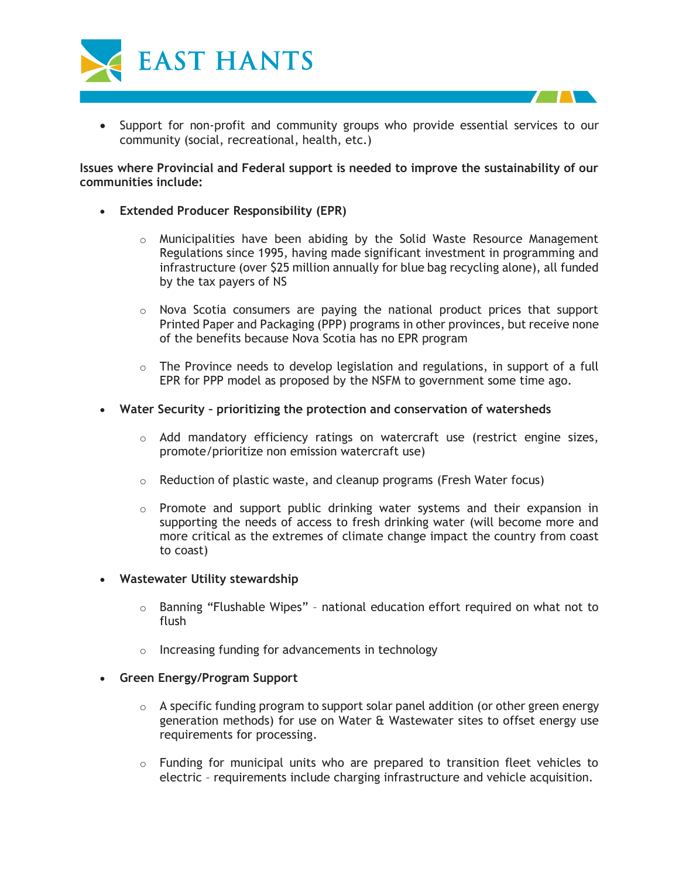- Support for non-profit and community groups who provide essential services to our community (social, recreational, health, etc.)

**Issues where Provincial and Federal support is needed to improve the sustainability of our communities include:**

- **Extended Producer Responsibility (EPR)**
    - Municipalities have been abiding by the Solid Waste Resource Management Regulations since 1995, having made significant investment in programming and infrastructure (over $25 million annually for blue bag recycling alone), all funded by the tax payers of NS
    - Nova Scotia consumers are paying the national product prices that support Printed Paper and Packaging (PPP) programs in other provinces, but receive none of the benefits because Nova Scotia has no EPR program
    - The Province needs to develop legislation and regulations, in support of a full EPR for PPP model as proposed by the NSFM to government some time ago.
- **Water Security – prioritizing the protection and conservation of watersheds**
    - Add mandatory efficiency ratings on watercraft use (restrict engine sizes, promote/prioritize non emission watercraft use)
    - Reduction of plastic waste, and cleanup programs (Fresh Water focus)
    - Promote and support public drinking water systems and their expansion in supporting the needs of access to fresh drinking water (will become more and more critical as the extremes of climate change impact the country from coast to coast)
- **Wastewater Utility stewardship**
    - Banning "Flushable Wipes" – national education effort required on what not to flush
    - Increasing funding for advancements in technology
- **Green Energy/Program Support**
    - A specific funding program to support solar panel addition (or other green energy generation methods) for use on Water & Wastewater sites to offset energy use requirements for processing.
    - Funding for municipal units who are prepared to transition fleet vehicles to electric – requirements include charging infrastructure and vehicle acquisition.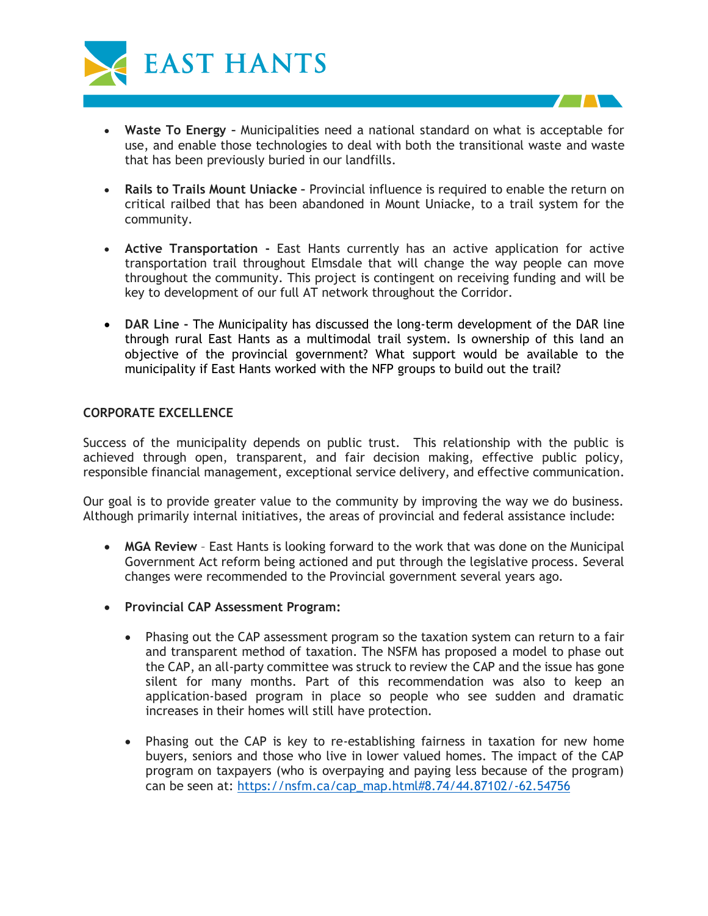- **Waste To Energy –** Municipalities need a national standard on what is acceptable for use, and enable those technologies to deal with both the transitional waste and waste that has been previously buried in our landfills.

- **Rails to Trails Mount Uniacke –** Provincial influence is required to enable the return on critical railbed that has been abandoned in Mount Uniacke, to a trail system for the community.

- **Active Transportation -** East Hants currently has an active application for active transportation trail throughout Elmsdale that will change the way people can move throughout the community. This project is contingent on receiving funding and will be key to development of our full AT network throughout the Corridor.

- **DAR Line -** The Municipality has discussed the long-term development of the DAR line through rural East Hants as a multimodal trail system. Is ownership of this land an objective of the provincial government? What support would be available to the municipality if East Hants worked with the NFP groups to build out the trail?

**CORPORATE EXCELLENCE**

Success of the municipality depends on public trust. This relationship with the public is achieved through open, transparent, and fair decision making, effective public policy, responsible financial management, exceptional service delivery, and effective communication.

Our goal is to provide greater value to the community by improving the way we do business. Although primarily internal initiatives, the areas of provincial and federal assistance include:

- **MGA Review** – East Hants is looking forward to the work that was done on the Municipal Government Act reform being actioned and put through the legislative process. Several changes were recommended to the Provincial government several years ago.

- **Provincial CAP Assessment Program:**

  - Phasing out the CAP assessment program so the taxation system can return to a fair and transparent method of taxation. The NSFM has proposed a model to phase out the CAP, an all-party committee was struck to review the CAP and the issue has gone silent for many months. Part of this recommendation was also to keep an application-based program in place so people who see sudden and dramatic increases in their homes will still have protection.

  - Phasing out the CAP is key to re-establishing fairness in taxation for new home buyers, seniors and those who live in lower valued homes. The impact of the CAP program on taxpayers (who is overpaying and paying less because of the program) can be seen at: [https://nsfm.ca/cap_map.html#8.74/44.87102/-62.54756](https://nsfm.ca/cap_map.html#8.74/44.87102/-62.54756)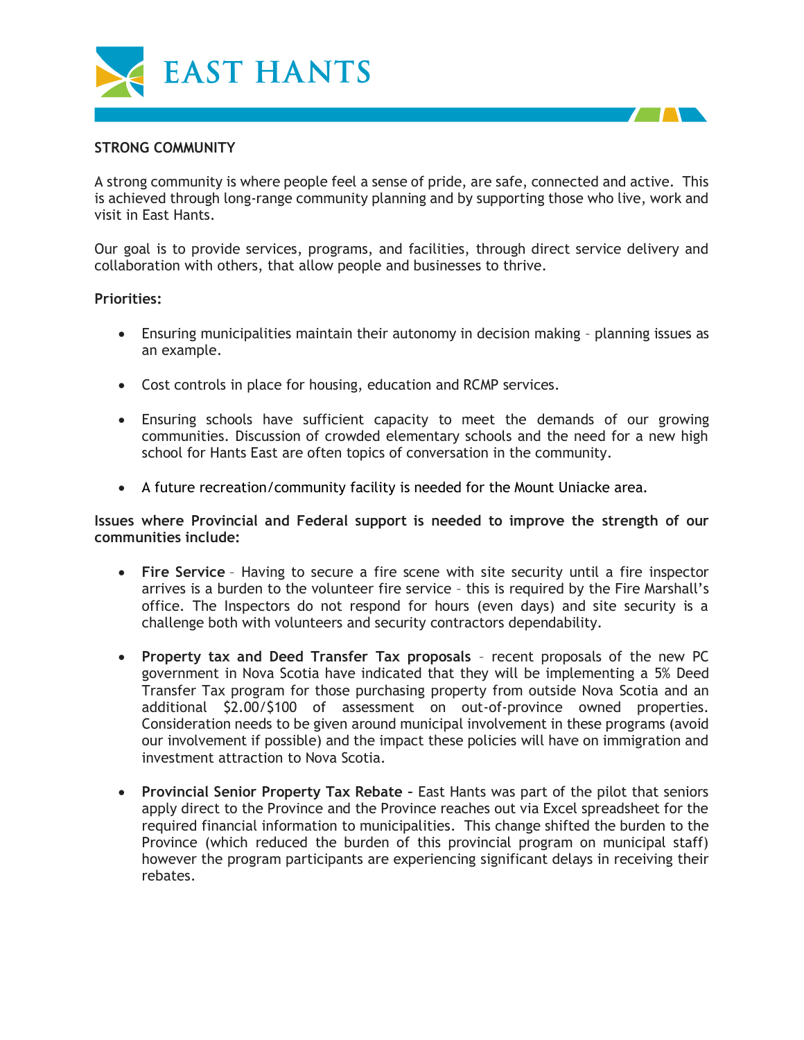**STRONG COMMUNITY**

A strong community is where people feel a sense of pride, are safe, connected and active. This is achieved through long-range community planning and by supporting those who live, work and visit in East Hants.

Our goal is to provide services, programs, and facilities, through direct service delivery and collaboration with others, that allow people and businesses to thrive.

**Priorities:**

- Ensuring municipalities maintain their autonomy in decision making – planning issues as an example.
- Cost controls in place for housing, education and RCMP services.
- Ensuring schools have sufficient capacity to meet the demands of our growing communities. Discussion of crowded elementary schools and the need for a new high school for Hants East are often topics of conversation in the community.
- A future recreation/community facility is needed for the Mount Uniacke area.

**Issues where Provincial and Federal support is needed to improve the strength of our communities include:**

- **Fire Service** – Having to secure a fire scene with site security until a fire inspector arrives is a burden to the volunteer fire service – this is required by the Fire Marshall's office. The Inspectors do not respond for hours (even days) and site security is a challenge both with volunteers and security contractors dependability.
- **Property tax and Deed Transfer Tax proposals** – recent proposals of the new PC government in Nova Scotia have indicated that they will be implementing a 5% Deed Transfer Tax program for those purchasing property from outside Nova Scotia and an additional $2.00/$100 of assessment on out-of-province owned properties. Consideration needs to be given around municipal involvement in these programs (avoid our involvement if possible) and the impact these policies will have on immigration and investment attraction to Nova Scotia.
- **Provincial Senior Property Tax Rebate –** East Hants was part of the pilot that seniors apply direct to the Province and the Province reaches out via Excel spreadsheet for the required financial information to municipalities. This change shifted the burden to the Province (which reduced the burden of this provincial program on municipal staff) however the program participants are experiencing significant delays in receiving their rebates.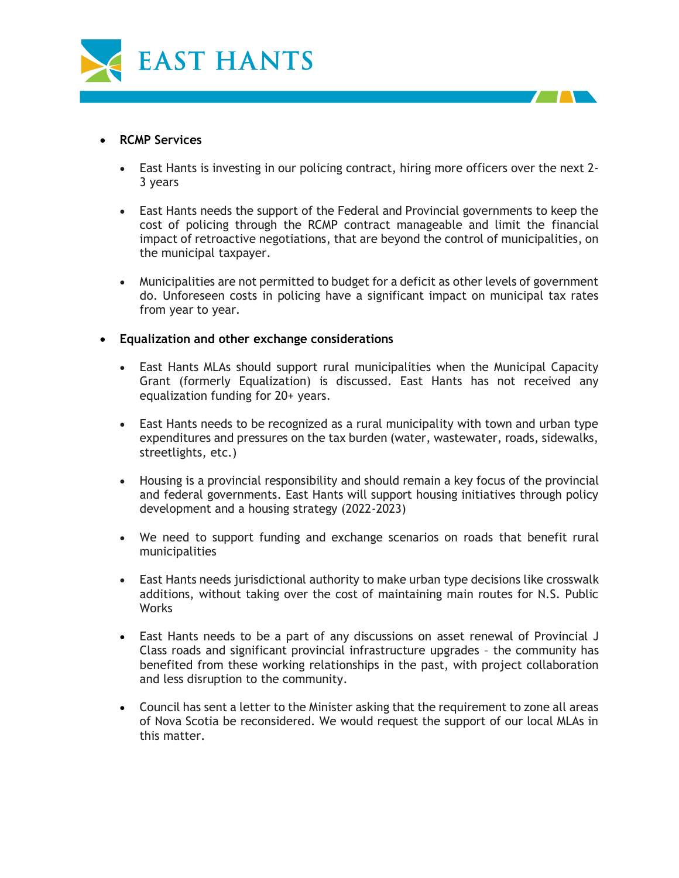- **RCMP Services**

    - East Hants is investing in our policing contract, hiring more officers over the next 2-3 years

    - East Hants needs the support of the Federal and Provincial governments to keep the cost of policing through the RCMP contract manageable and limit the financial impact of retroactive negotiations, that are beyond the control of municipalities, on the municipal taxpayer.

    - Municipalities are not permitted to budget for a deficit as other levels of government do. Unforeseen costs in policing have a significant impact on municipal tax rates from year to year.

- **Equalization and other exchange considerations**

    - East Hants MLAs should support rural municipalities when the Municipal Capacity Grant (formerly Equalization) is discussed. East Hants has not received any equalization funding for 20+ years.

    - East Hants needs to be recognized as a rural municipality with town and urban type expenditures and pressures on the tax burden (water, wastewater, roads, sidewalks, streetlights, etc.)

    - Housing is a provincial responsibility and should remain a key focus of the provincial and federal governments. East Hants will support housing initiatives through policy development and a housing strategy (2022-2023)

    - We need to support funding and exchange scenarios on roads that benefit rural municipalities

    - East Hants needs jurisdictional authority to make urban type decisions like crosswalk additions, without taking over the cost of maintaining main routes for N.S. Public Works

    - East Hants needs to be a part of any discussions on asset renewal of Provincial J Class roads and significant provincial infrastructure upgrades – the community has benefited from these working relationships in the past, with project collaboration and less disruption to the community.

    - Council has sent a letter to the Minister asking that the requirement to zone all areas of Nova Scotia be reconsidered. We would request the support of our local MLAs in this matter.